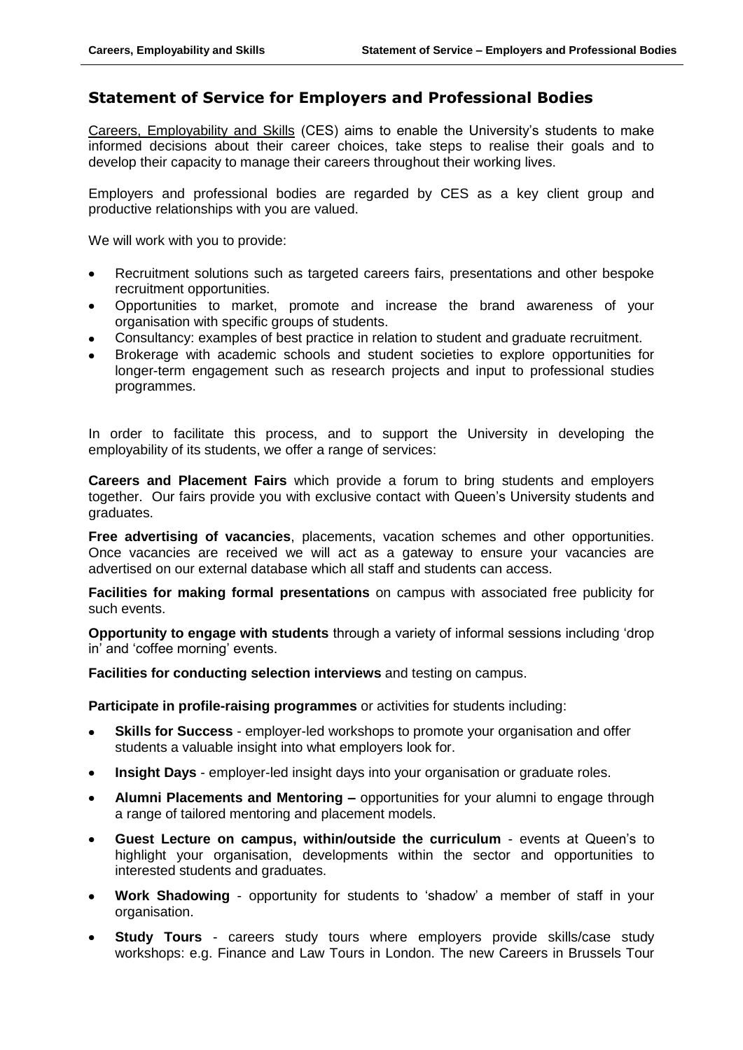## Statement of Service for Employers and Professional Bodies

Careers, Employability and Skills (CES) aims to enable the University's students to make informed decisions about their career choices, take steps to realise their goals and to develop their capacity to manage their careers throughout their working lives.

Employers and professional bodies are regarded by CES as a key client group and productive relationships with you are valued.

We will work with you to provide:

- Recruitment solutions such as targeted careers fairs, presentations and other bespoke recruitment opportunities.
- Opportunities to market, promote and increase the brand awareness of your organisation with specific groups of students.
- Consultancy: examples of best practice in relation to student and graduate recruitment.
- Brokerage with academic schools and student societies to explore opportunities for longer-term engagement such as research projects and input to professional studies programmes.

In order to facilitate this process, and to support the University in developing the employability of its students, we offer a range of services:

**Careers and Placement Fairs** which provide a forum to bring students and employers together. Our fairs provide you with exclusive contact with Queen's University students and graduates.

**Free advertising of vacancies**, placements, vacation schemes and other opportunities. Once vacancies are received we will act as a gateway to ensure your vacancies are advertised on our external database which all staff and students can access.

**Facilities for making formal presentations** on campus with associated free publicity for such events.

**Opportunity to engage with students** through a variety of informal sessions including 'drop in' and 'coffee morning' events.

**Facilities for conducting selection interviews** and testing on campus.

**Participate in profile-raising programmes** or activities for students including:

- **Skills for Success** - employer-led workshops to promote your organisation and offer students a valuable insight into what employers look for.
- **Insight Days** - employer-led insight days into your organisation or graduate roles.
- **Alumni Placements and Mentoring –** opportunities for your alumni to engage through a range of tailored mentoring and placement models.
- **Guest Lecture on campus, within/outside the curriculum** - events at Queen's to highlight your organisation, developments within the sector and opportunities to interested students and graduates.
- **Work Shadowing** - opportunity for students to 'shadow' a member of staff in your organisation.
- **Study Tours** - careers study tours where employers provide skills/case study workshops: e.g. Finance and Law Tours in London. The new Careers in Brussels Tour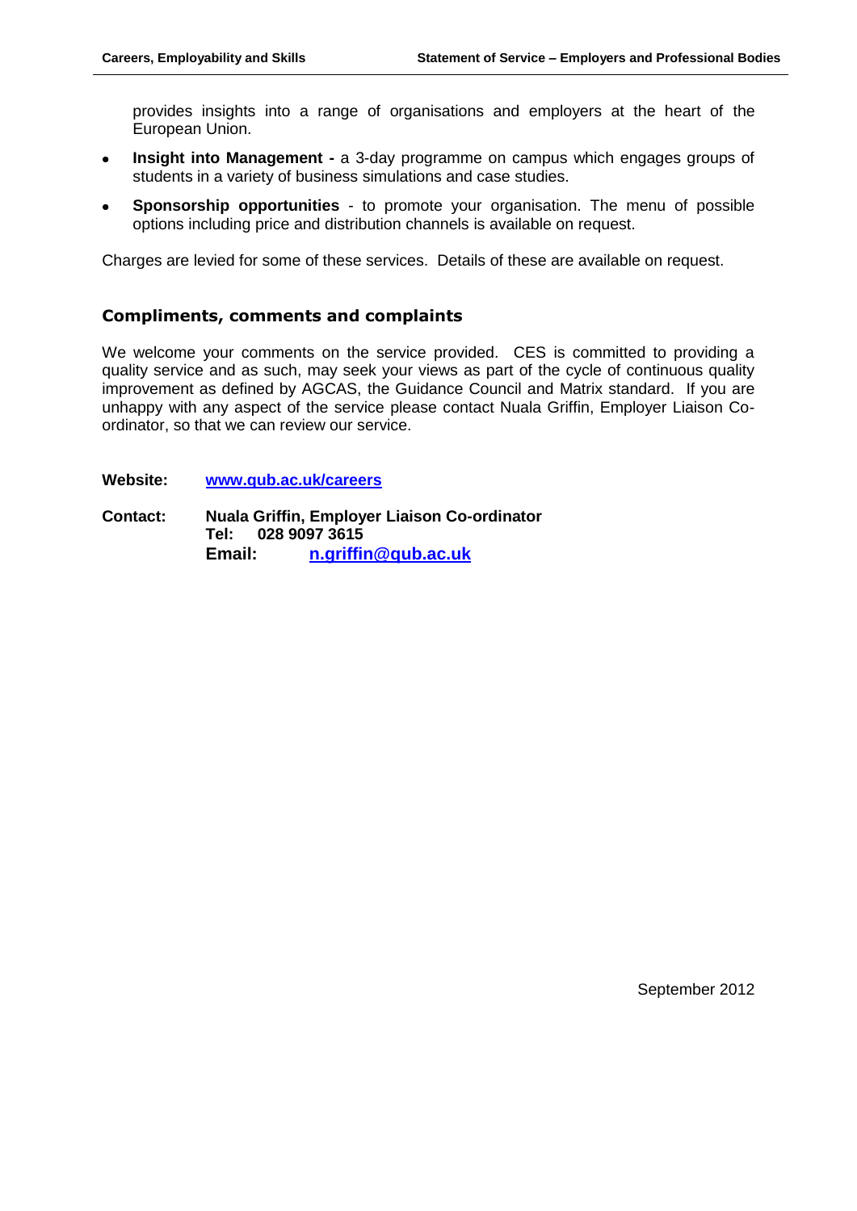provides insights into a range of organisations and employers at the heart of the European Union.

- **Insight into Management -** a 3-day programme on campus which engages groups of students in a variety of business simulations and case studies.
- **Sponsorship opportunities** - to promote your organisation. The menu of possible options including price and distribution channels is available on request.

Charges are levied for some of these services. Details of these are available on request.

## Compliments, comments and complaints

We welcome your comments on the service provided. CES is committed to providing a quality service and as such, may seek your views as part of the cycle of continuous quality improvement as defined by AGCAS, the Guidance Council and Matrix standard. If you are unhappy with any aspect of the service please contact Nuala Griffin, Employer Liaison Co-ordinator, so that we can review our service.

**Website:** [www.qub.ac.uk/careers](http://www.qub.ac.uk/careers)

**Contact:** **Nuala Griffin, Employer Liaison Co-ordinator**
**Tel: 028 9097 3615**
**Email:** [n.griffin@qub.ac.uk](mailto:n.griffin@qub.ac.uk)

September 2012